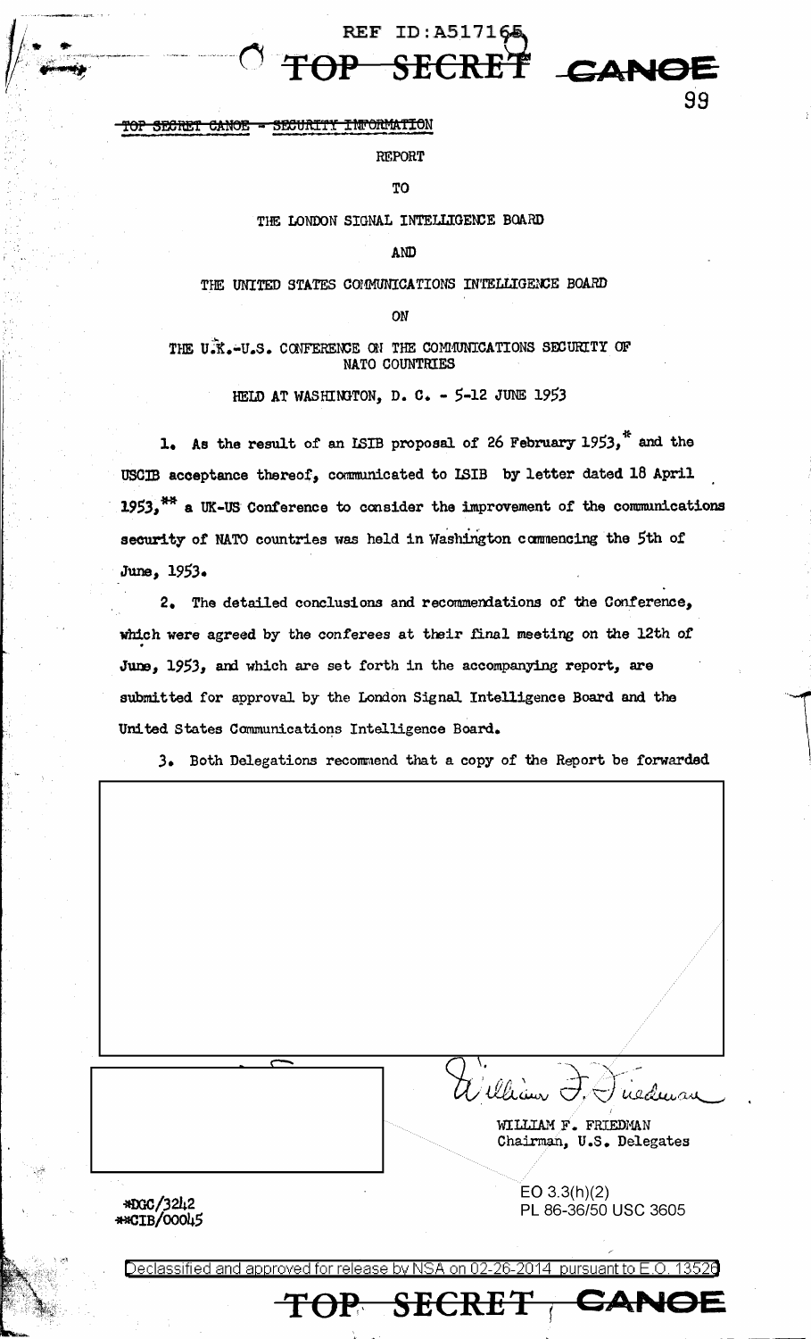REF ID:A517165

TOP SECRET CANOE

99

~~TOP SECRET CANOE - SECURITY INFORMATION~~

REPORT

TO

THE LONDON SIGNAL INTELLIGENCE BOARD

AND

THE UNITED STATES COMMUNICATIONS INTELLIGENCE BOARD

ON

THE U.K.-U.S. CONFERENCE ON THE COMMUNICATIONS SECURITY OF NATO COUNTRIES

HELD AT WASHINGTON, D. C. - 5-12 JUNE 1953

1. As the result of an LSIB proposal of 26 February 1953,* and the USCIB acceptance thereof, communicated to LSIB by letter dated 18 April 1953,** a UK-US Conference to consider the improvement of the communications security of NATO countries was held in Washington commencing the 5th of June, 1953.

2. The detailed conclusions and recommendations of the Conference, which were agreed by the conferees at their final meeting on the 12th of June, 1953, and which are set forth in the accompanying report, are submitted for approval by the London Signal Intelligence Board and the United States Communications Intelligence Board.

3. Both Delegations recommend that a copy of the Report be forwarded

William F. Friedman

WILLIAM F. FRIEDMAN
Chairman, U.S. Delegates

EO 3.3(h)(2)
PL 86-36/50 USC 3605

*DGC/3242
**CIB/00045

Declassified and approved for release by NSA on 02-26-2014 pursuant to E.O. 13526

TOP SECRET CANOE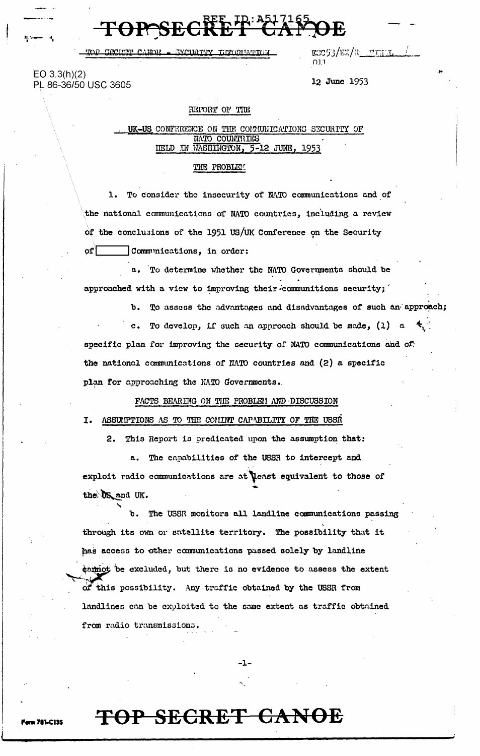TOP SECRET CANOE - SECURITY INFORMATION

EO 3.3(h)(2)
PL 86-36/50 USC 3605

12 June 1953

REPORT OF THE

UK-US CONFERENCE ON THE COMMUNICATIONS SECURITY OF NATO COUNTRIES HELD IN WASHINGTON, 5-12 JUNE, 1953

THE PROBLEM

1. To consider the insecurity of NATO communications and of the national communications of NATO countries, including a review of the conclusions of the 1951 US/UK Conference on the Security of [ ] Communications, in order:

a. To determine whether the NATO Governments should be approached with a view to improving their communitions security;

b. To assess the advantages and disadvantages of such an approach;

c. To develop, if such an approach should be made, (1) a specific plan for improving the security of NATO communications and of the national communications of NATO countries and (2) a specific plan for approaching the NATO Governments.

FACTS BEARING ON THE PROBLEM AND DISCUSSION

I. ASSUMPTIONS AS TO THE COMINT CAPABILITY OF THE USSR

2. This Report is predicated upon the assumption that:

a. The capabilities of the USSR to intercept and exploit radio communications are at least equivalent to those of the US and UK.

b. The USSR monitors all landline communications passing through its own or satellite territory. The possibility that it has access to other communications passed solely by landline cannot be excluded, but there is no evidence to assess the extent of this possibility. Any traffic obtained by the USSR from landlines can be exploited to the same extent as traffic obtained from radio transmissions.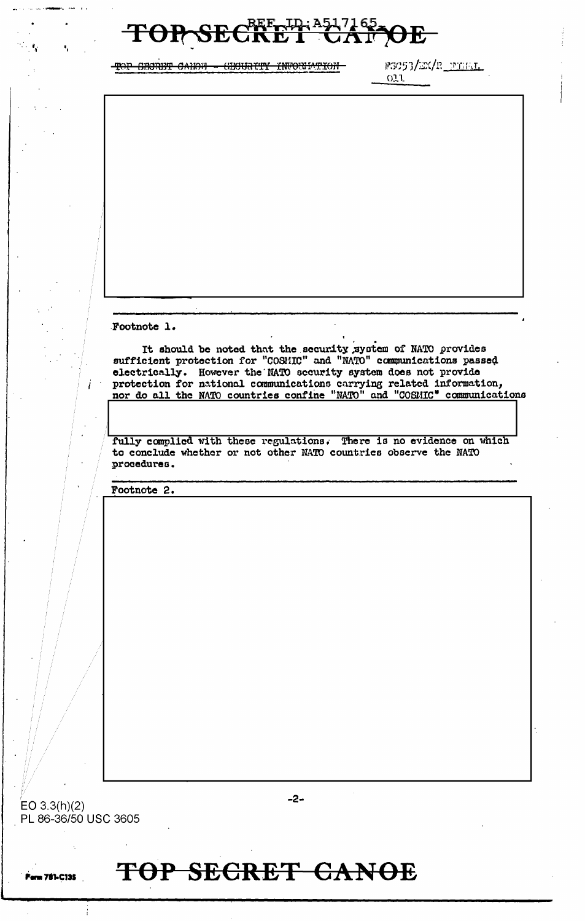TOP SECRET CANOE - SECURITY INFORMATION

P3C53/EX/R FINAL 011

Footnote 1.

It should be noted that the security system of NATO provides sufficient protection for "COSMIC" and "NATO" communications passed electrically. However the NATO security system does not provide protection for national communications carrying related information, nor do all the NATO countries confine "NATO" and "COSMIC" communications

fully complied with these regulations. There is no evidence on which to conclude whether or not other NATO countries observe the NATO procedures.

Footnote 2.

EO 3.3(h)(2)
PL 86-36/50 USC 3605

Form 781-C13S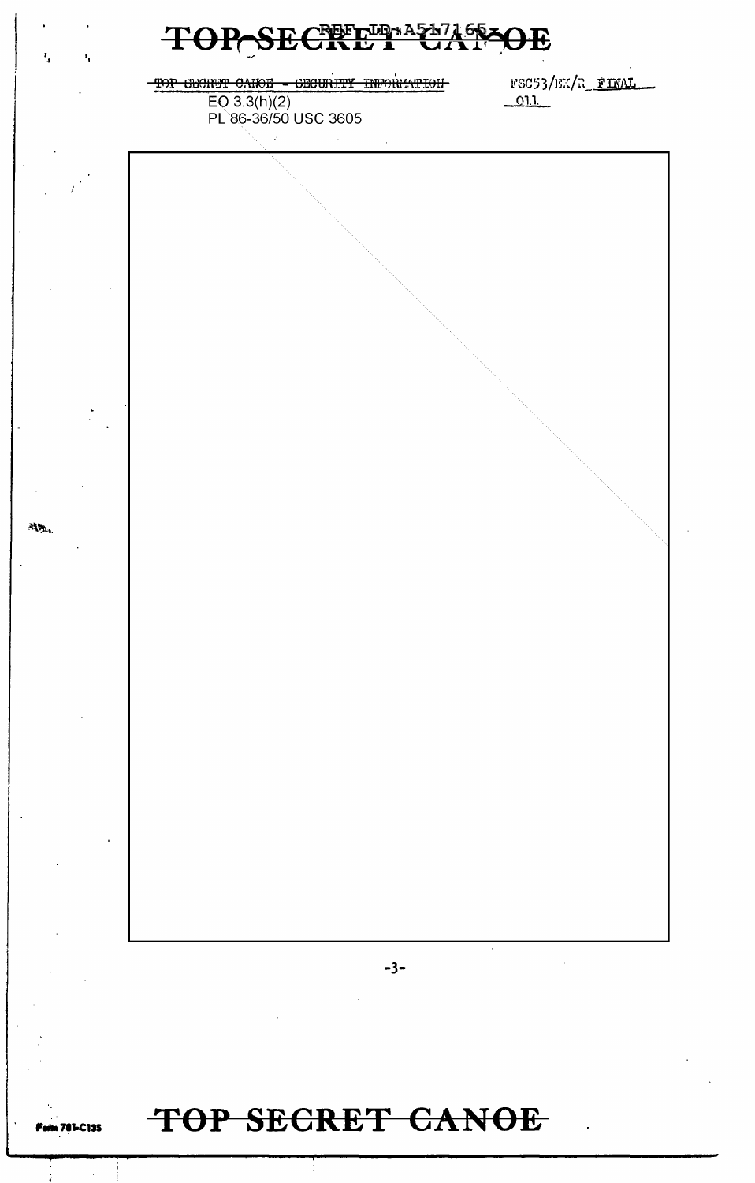~~TOP SECRET CANOE - SECURITY INFORMATION~~

EO 3.3(h)(2)
PL 86-36/50 USC 3605

FSC53/EX/R FINAL
011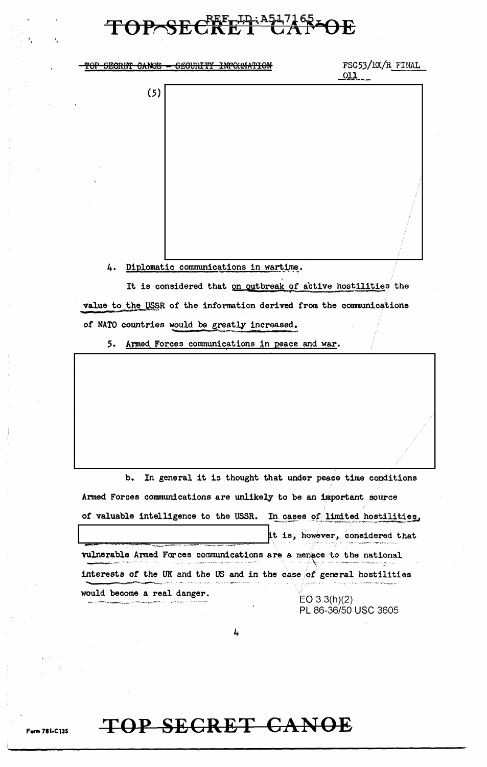~~TOP SECRET CANOE - SECURITY INFORMATION~~

FSC53/EX/R FINAL
011

(5)

4. Diplomatic communications in wartime.

It is considered that on outbreak of active hostilities the value to the USSR of the information derived from the communications of NATO countries would be greatly increased.

5. Armed Forces communications in peace and war.

b. In general it is thought that under peace time conditions Armed Forces communications are unlikely to be an important source of valuable intelligence to the USSR. In cases of limited hostilities, it is, however, considered that vulnerable Armed Forces communications are a menace to the national interests of the UK and the US and in the case of general hostilities would become a real danger.

EO 3.3(h)(2)
PL 86-36/50 USC 3605

Form 781-C13S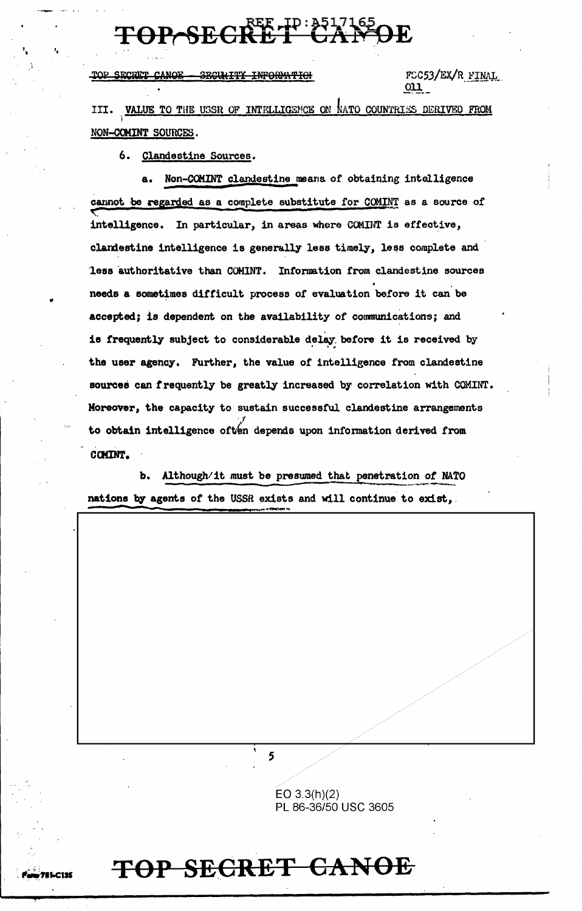TOP SECRET CANOE - SECURITY INFORMATION

FCC53/EX/R FINAL
011

III. VALUE TO THE USSR OF INTELLIGENCE ON NATO COUNTRIES DERIVED FROM NON-COMINT SOURCES.

6. Clandestine Sources.

a. Non-COMINT clandestine means of obtaining intelligence cannot be regarded as a complete substitute for COMINT as a source of intelligence. In particular, in areas where COMINT is effective, clandestine intelligence is generally less timely, less complete and less authoritative than COMINT. Information from clandestine sources needs a sometimes difficult process of evaluation before it can be accepted; is dependent on the availability of communications; and is frequently subject to considerable delay before it is received by the user agency. Further, the value of intelligence from clandestine sources can frequently be greatly increased by correlation with COMINT. Moreover, the capacity to sustain successful clandestine arrangements to obtain intelligence often depends upon information derived from COMINT.

b. Although it must be presumed that penetration of NATO nations by agents of the USSR exists and will continue to exist,

EO 3.3(h)(2)
PL 86-36/50 USC 3605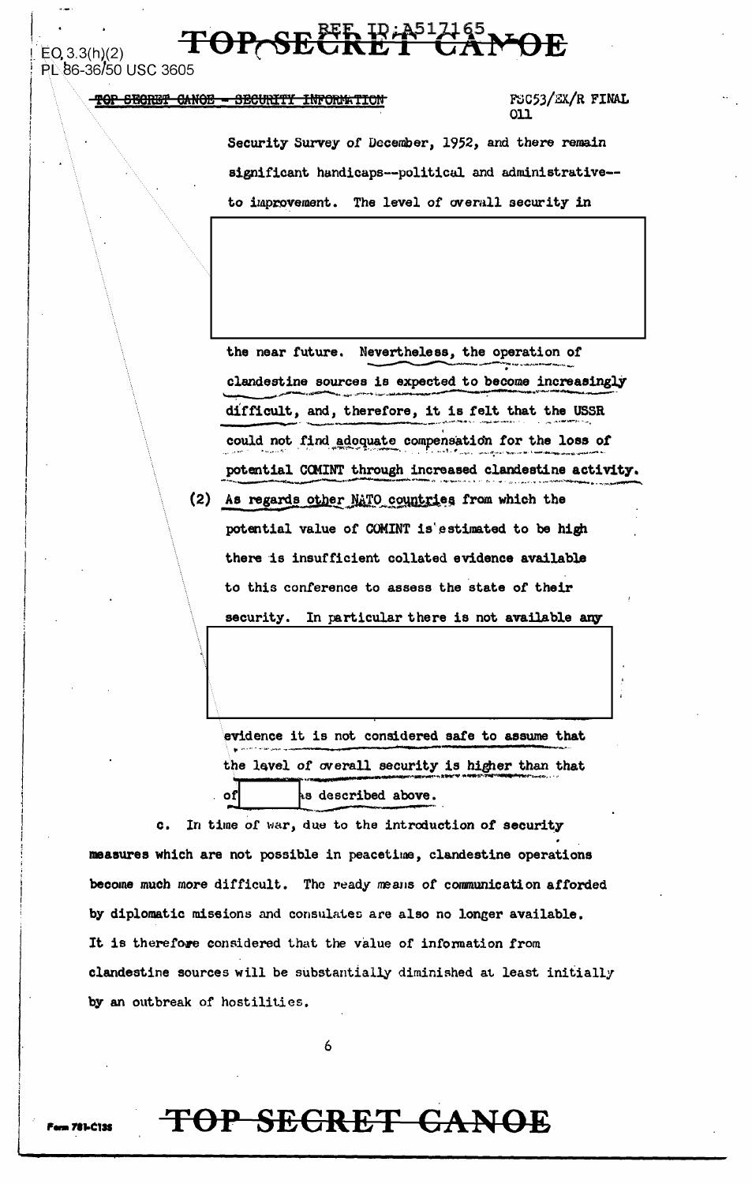EO 3.3(h)(2)
PL 86-36/50 USC 3605

~~TOP SECRET CANOE - SECURITY INFORMATION~~

FSC53/EX/R FINAL
011

Security Survey of December, 1952, and there remain significant handicaps--political and administrative--to improvement. The level of overall security in

[redacted]

the near future. Nevertheless, the operation of clandestine sources is expected to become increasingly difficult, and, therefore, it is felt that the USSR could not find adequate compensation for the loss of potential COMINT through increased clandestine activity.

(2) As regards other NATO countries from which the potential value of COMINT is estimated to be high there is insufficient collated evidence available to this conference to assess the state of their security. In particular there is not available any

[redacted]

evidence it is not considered safe to assume that the level of overall security is higher than that of [redacted] as described above.

c. In time of war, due to the introduction of security measures which are not possible in peacetime, clandestine operations become much more difficult. The ready means of communication afforded by diplomatic missions and consulates are also no longer available. It is therefore considered that the value of information from clandestine sources will be substantially diminished at least initially by an outbreak of hostilities.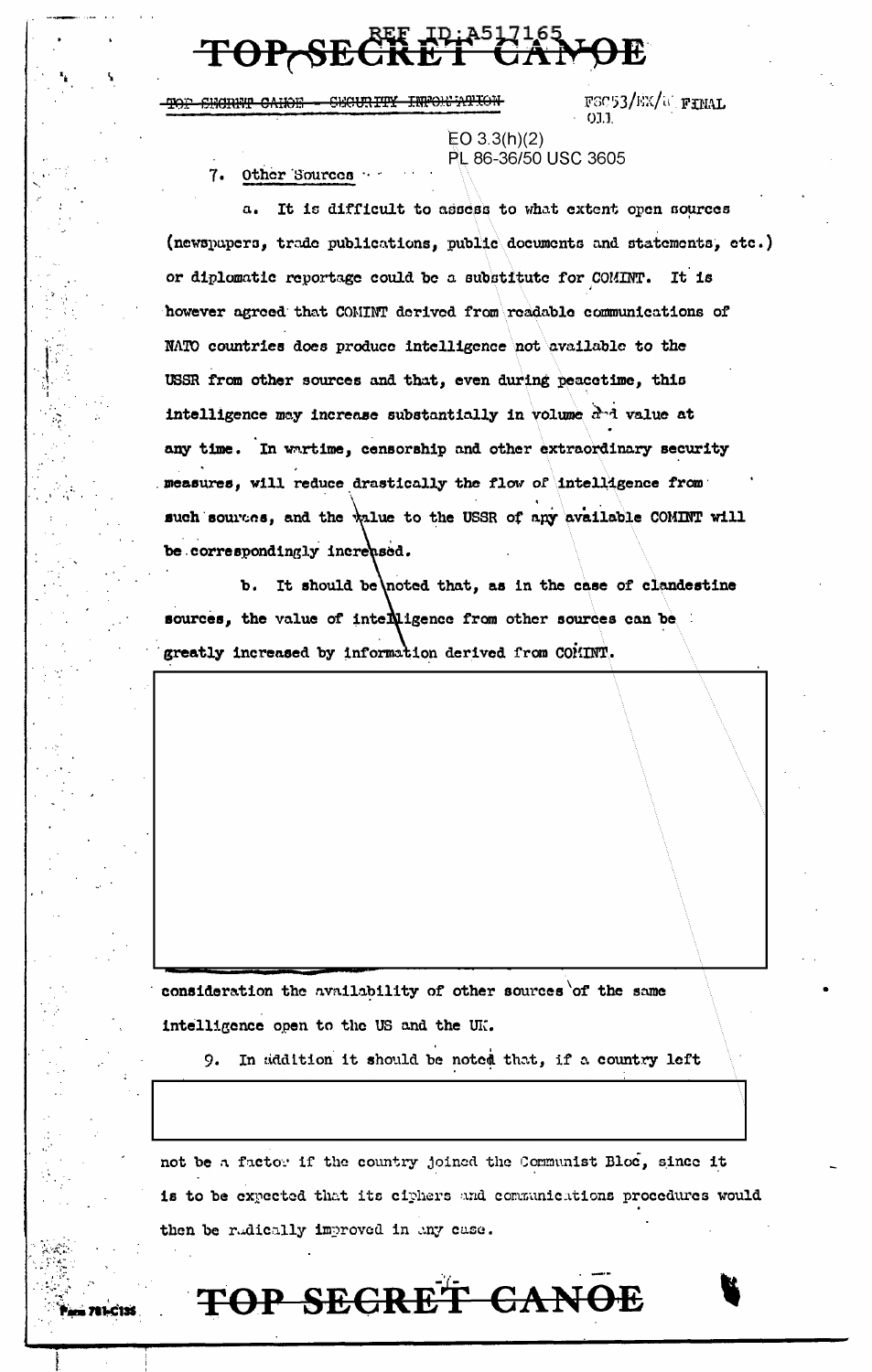TOP SECRET CANOE - SECURITY INFORMATION

FSC53/EX/8 FINAL

EO 3.3(h)(2)
PL 86-36/50 USC 3605

7. Other Sources

a. It is difficult to assess to what extent open sources (newspapers, trade publications, public documents and statements, etc.) or diplomatic reportage could be a substitute for COMINT. It is however agreed that COMINT derived from readable communications of NATO countries does produce intelligence not available to the USSR from other sources and that, even during peacetime, this intelligence may increase substantially in volume and value at any time. In wartime, censorship and other extraordinary security measures, will reduce drastically the flow of intelligence from such sources, and the value to the USSR of any available COMINT will be correspondingly increased.

b. It should be noted that, as in the case of clandestine sources, the value of intelligence from other sources can be greatly increased by information derived from COMINT.

consideration the availability of other sources of the same intelligence open to the US and the UK.

9. In addition it should be noted that, if a country left

not be a factor if the country joined the Communist Bloc, since it is to be expected that its ciphers and communications procedures would then be radically improved in any case.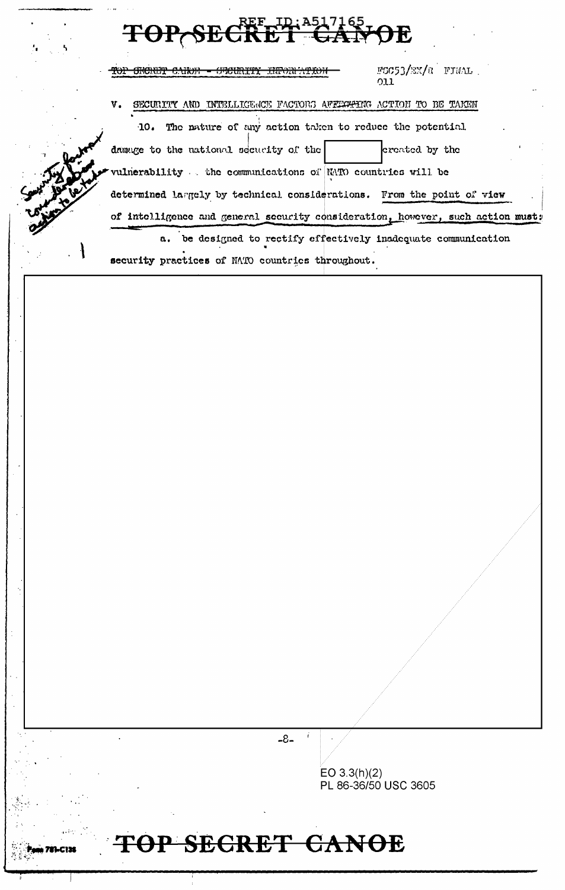TOP SECRET CANOE

~~TOP SECRET CANOE - SECURITY INFORMATION~~

FSC53/EX/R FINAL
011

V. SECURITY AND INTELLIGENCE FACTORS AFFECTING ACTION TO BE TAKEN

10. The nature of any action taken to reduce the potential damage to the national security of the [redacted] created by the vulnerability . the communications of NATO countries will be determined largely by technical considerations. From the point of view of intelligence and general security consideration, however, such action must:

a. be designed to rectify effectively inadequate communication security practices of NATO countries throughout.

[redacted]

EO 3.3(h)(2)
PL 86-36/50 USC 3605

TOP SECRET CANOE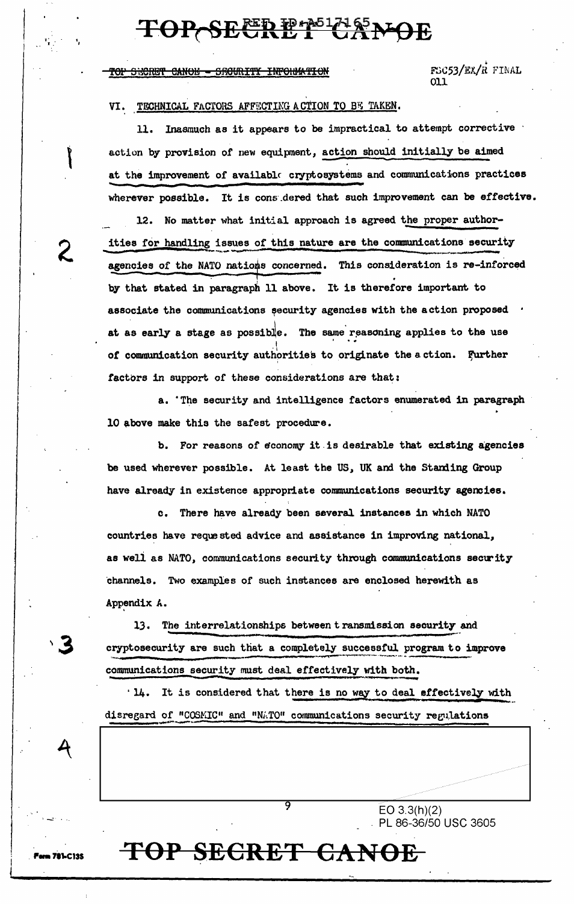TOP SECRET CANOE - SECURITY INFORMATION

FSC53/EX/R FINAL
011

VI. TECHNICAL FACTORS AFFECTING ACTION TO BE TAKEN.

11. Inasmuch as it appears to be impractical to attempt corrective action by provision of new equipment, action should initially be aimed at the improvement of available cryptosystems and communications practices wherever possible. It is considered that such improvement can be effective.

12. No matter what initial approach is agreed the proper authorities for handling issues of this nature are the communications security agencies of the NATO nations concerned. This consideration is re-inforced by that stated in paragraph 11 above. It is therefore important to associate the communications security agencies with the action proposed at as early a stage as possible. The same reasoning applies to the use of communication security authorities to originate the action. Further factors in support of these considerations are that:

a. The security and intelligence factors enumerated in paragraph 10 above make this the safest procedure.

b. For reasons of economy it is desirable that existing agencies be used wherever possible. At least the US, UK and the Standing Group have already in existence appropriate communications security agencies.

c. There have already been several instances in which NATO countries have requested advice and assistance in improving national, as well as NATO, communications security through communications security channels. Two examples of such instances are enclosed herewith as Appendix A.

13. The interrelationships between transmission security and cryptosecurity are such that a completely successful program to improve communications security must deal effectively with both.

14. It is considered that there is no way to deal effectively with disregard of "COSMIC" and "NATO" communications security regulations

EO 3.3(h)(2)
PL 86-36/50 USC 3605

TOP SECRET CANOE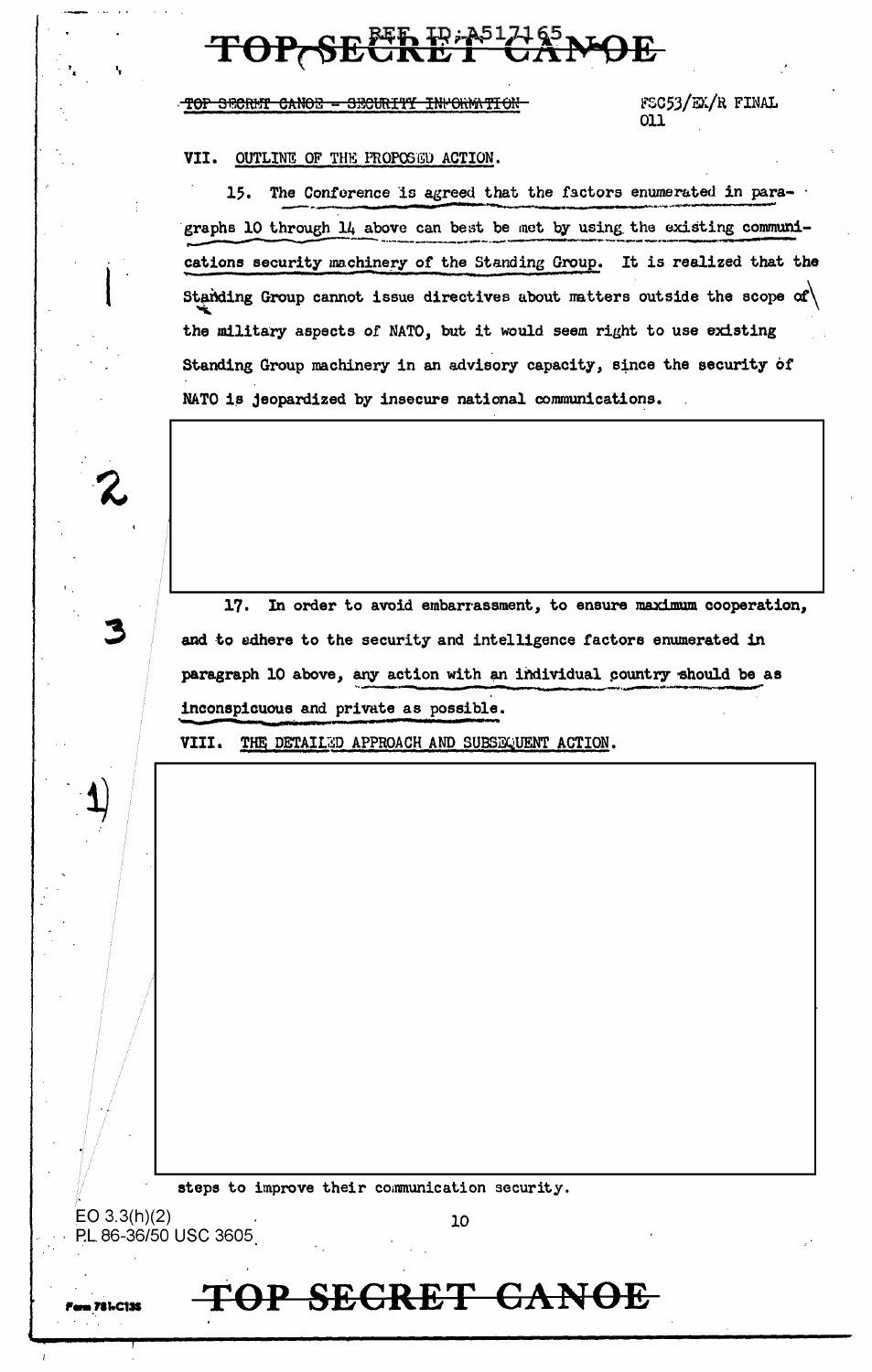TOP SECRET CANOE - SECURITY INFORMATION

FSC53/EX/R FINAL
011

## VII. OUTLINE OF THE PROPOSED ACTION.

15. The Conference is agreed that the factors enumerated in paragraphs 10 through 14 above can best be met by using the existing communications security machinery of the Standing Group. It is realized that the Standing Group cannot issue directives about matters outside the scope of the military aspects of NATO, but it would seem right to use existing Standing Group machinery in an advisory capacity, since the security of NATO is jeopardized by insecure national communications.

17. In order to avoid embarrassment, to ensure maximum cooperation, and to adhere to the security and intelligence factors enumerated in paragraph 10 above, any action with an individual country should be as inconspicuous and private as possible.

## VIII. THE DETAILED APPROACH AND SUBSEQUENT ACTION.

steps to improve their communication security.

EO 3.3(h)(2)
PL 86-36/50 USC 3605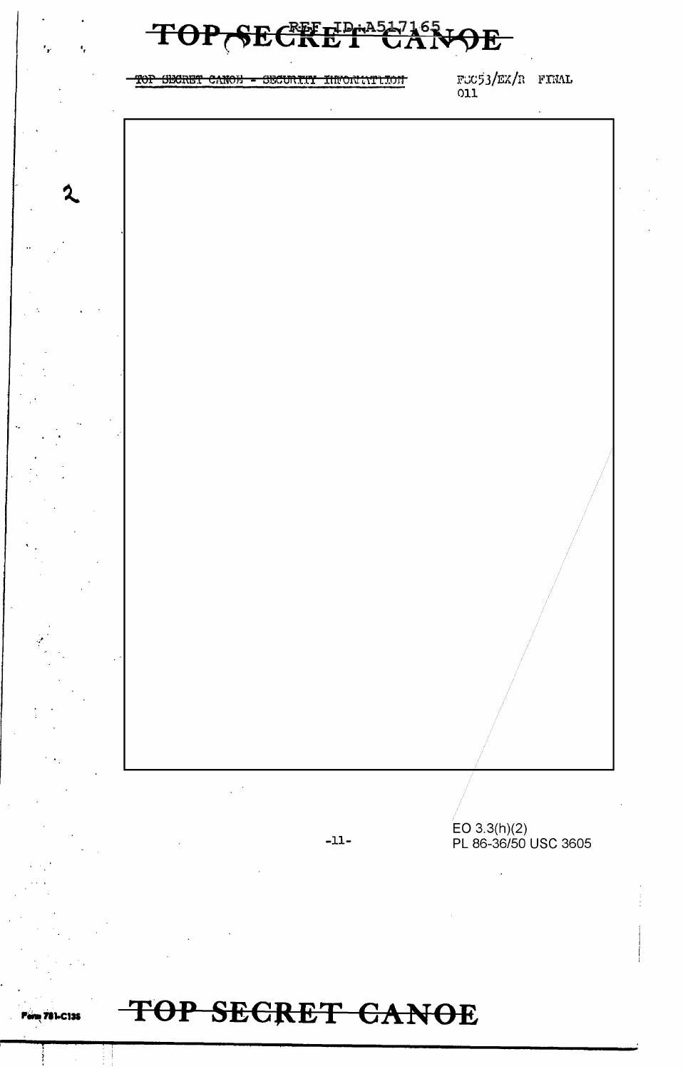TOP SECRET CANOE - SECURITY INFORMATION

FJC53/EX/R FINAL
011

EO 3.3(h)(2)
PL 86-36/50 USC 3605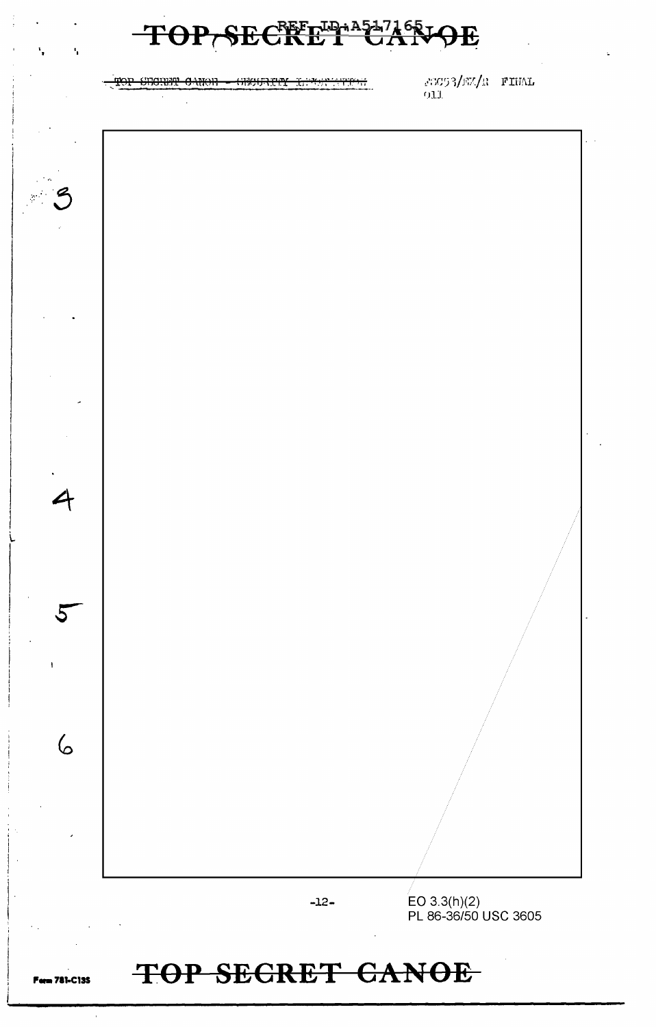~~TOP SECRET CANOE - SECURITY INFORMATION~~

ASC53/SZ/R FINAL
011

3

4

5

6

EO 3.3(h)(2)
PL 86-36/50 USC 3605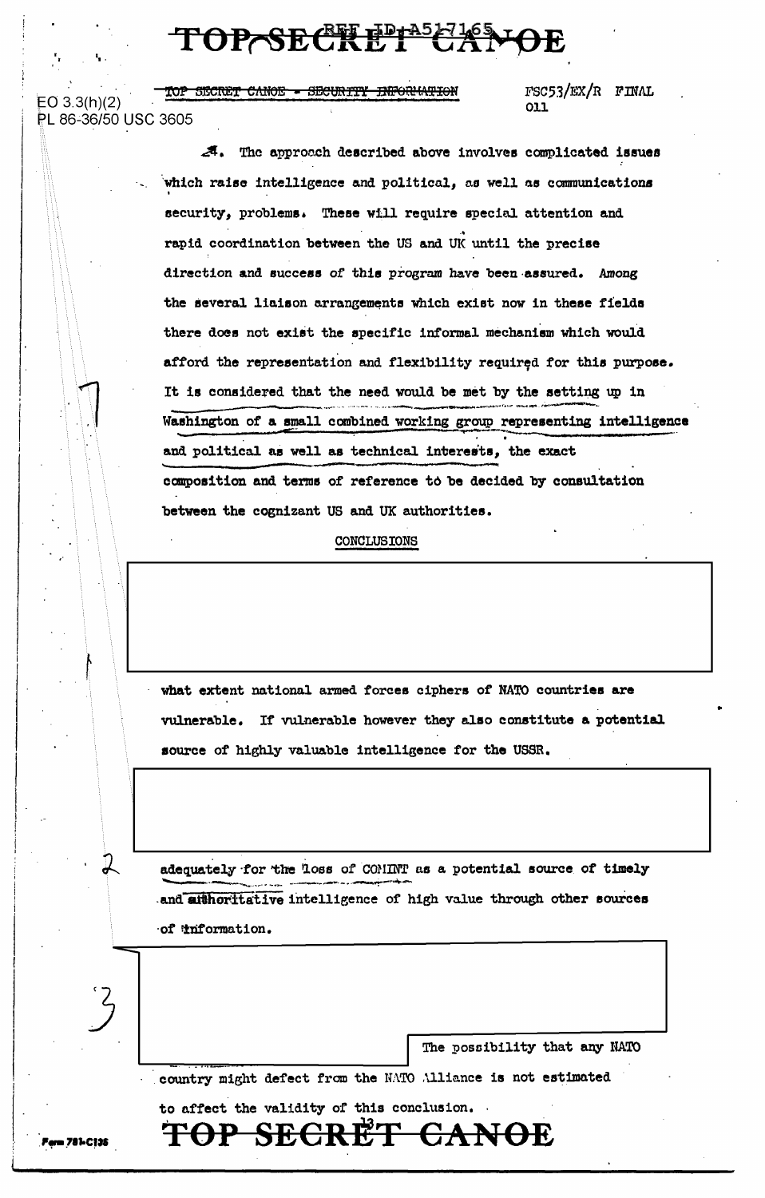TOP SECRET CANOE - SECURITY INFORMATION

FSC53/EX/R FINAL
011

EO 3.3(h)(2)
PL 86-36/50 USC 3605

4. The approach described above involves complicated issues which raise intelligence and political, as well as communications security, problems. These will require special attention and rapid coordination between the US and UK until the precise direction and success of this program have been assured. Among the several liaison arrangements which exist now in these fields there does not exist the specific informal mechanism which would afford the representation and flexibility required for this purpose. It is considered that the need would be met by the setting up in Washington of a small combined working group representing intelligence and political as well as technical interests, the exact composition and terms of reference to be decided by consultation between the cognizant US and UK authorities.

## CONCLUSIONS

1. [REDACTED] what extent national armed forces ciphers of NATO countries are vulnerable. If vulnerable however they also constitute a potential source of highly valuable intelligence for the USSR.

2. [REDACTED] adequately for the loss of COMINT as a potential source of timely and authoritative intelligence of high value through other sources of information.

3. [REDACTED] The possibility that any NATO country might defect from the NATO Alliance is not estimated to affect the validity of this conclusion.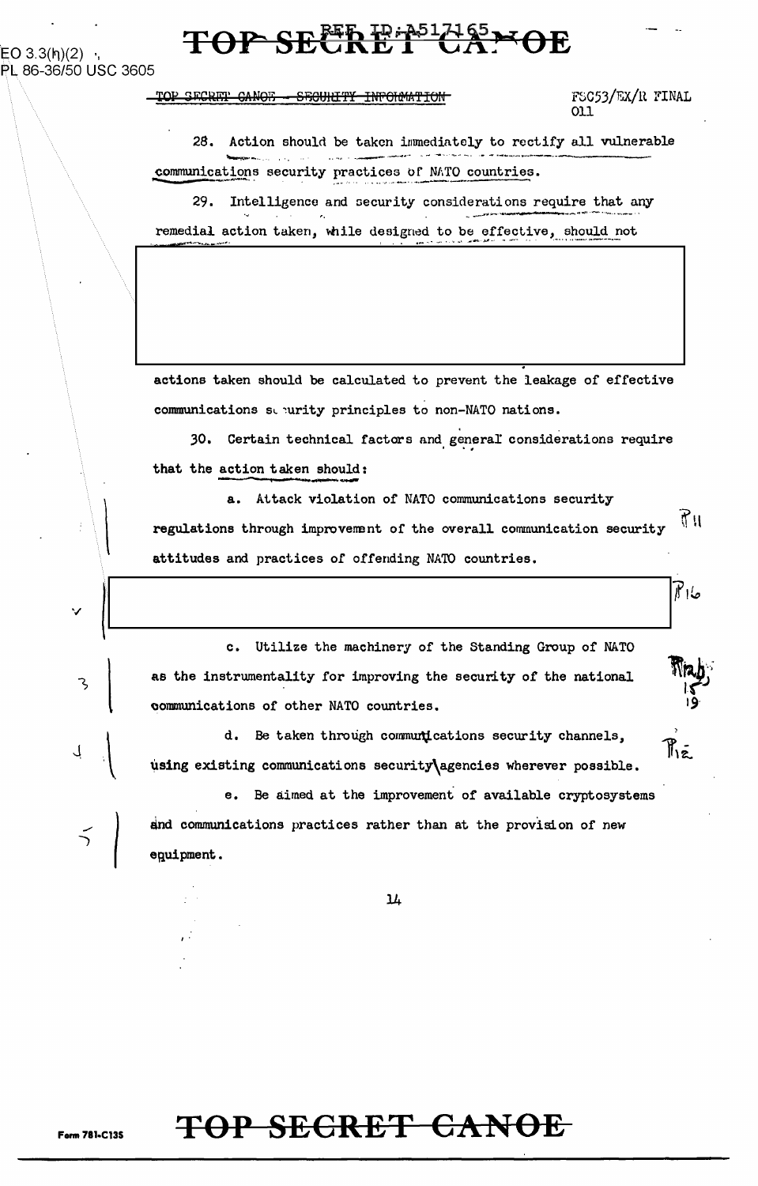EO 3.3(h)(2)
PL 86-36/50 USC 3605

TOP SECRET CANOE - SECURITY INFORMATION

FSC53/EX/R FINAL
011

28. Action should be taken immediately to rectify all vulnerable communications security practices of NATO countries.

29. Intelligence and security considerations require that any remedial action taken, while designed to be effective, should not

actions taken should be calculated to prevent the leakage of effective communications security principles to non-NATO nations.

30. Certain technical factors and general considerations require that the action taken should:

a. Attack violation of NATO communications security regulations through improvement of the overall communication security attitudes and practices of offending NATO countries.

c. Utilize the machinery of the Standing Group of NATO as the instrumentality for improving the security of the national communications of other NATO countries.

d. Be taken through communications security channels, using existing communications security agencies wherever possible.

e. Be aimed at the improvement of available cryptosystems and communications practices rather than at the provision of new equipment.

Form 781-C13S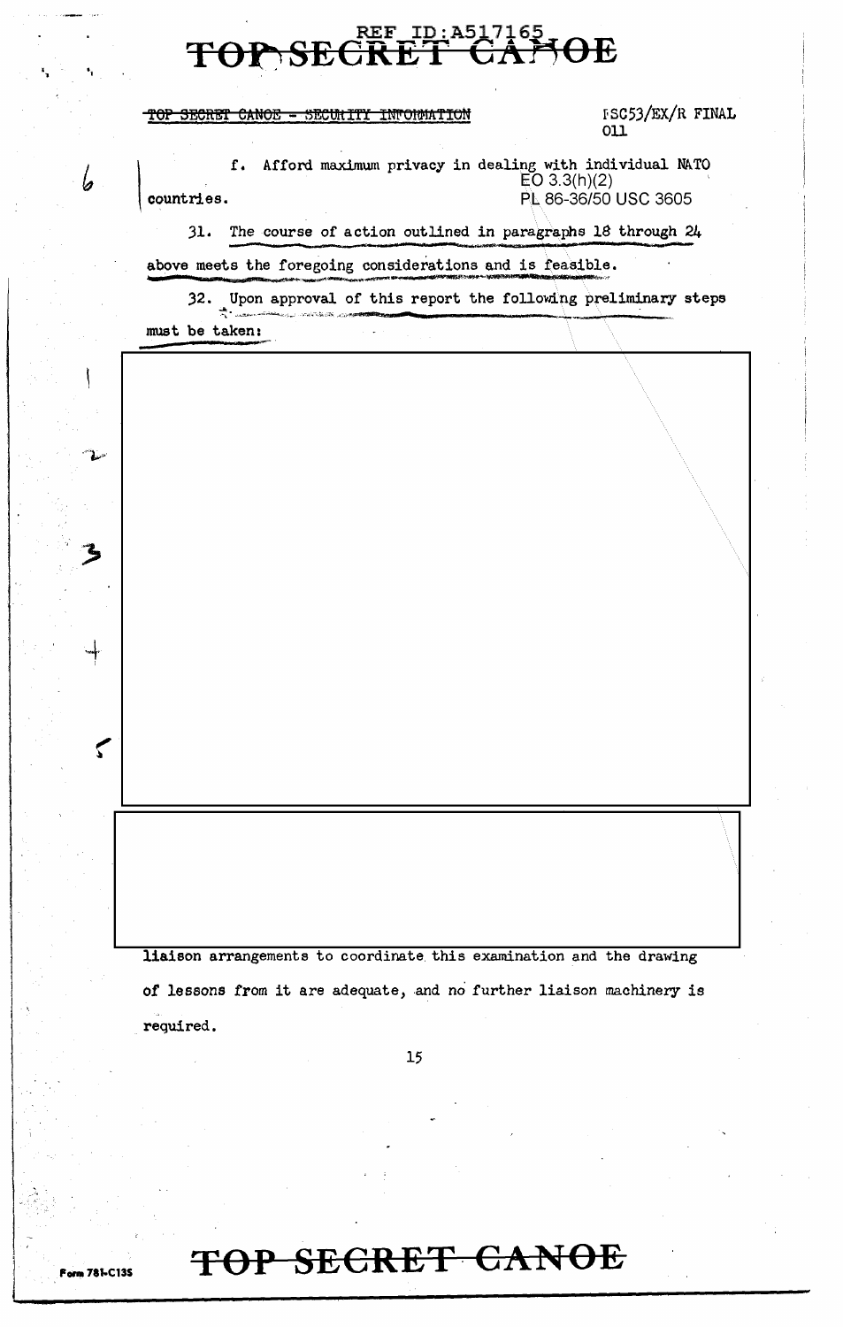TOP SECRET CANOE - SECURITY INFORMATION

FSC53/EX/R FINAL
011

f. Afford maximum privacy in dealing with individual NATO countries.

EO 3.3(h)(2)
PL 86-36/50 USC 3605

31. The course of action outlined in paragraphs 18 through 24 above meets the foregoing considerations and is feasible.

32. Upon approval of this report the following preliminary steps must be taken:

liaison arrangements to coordinate this examination and the drawing of lessons from it are adequate, and no further liaison machinery is required.

Form 781-C13S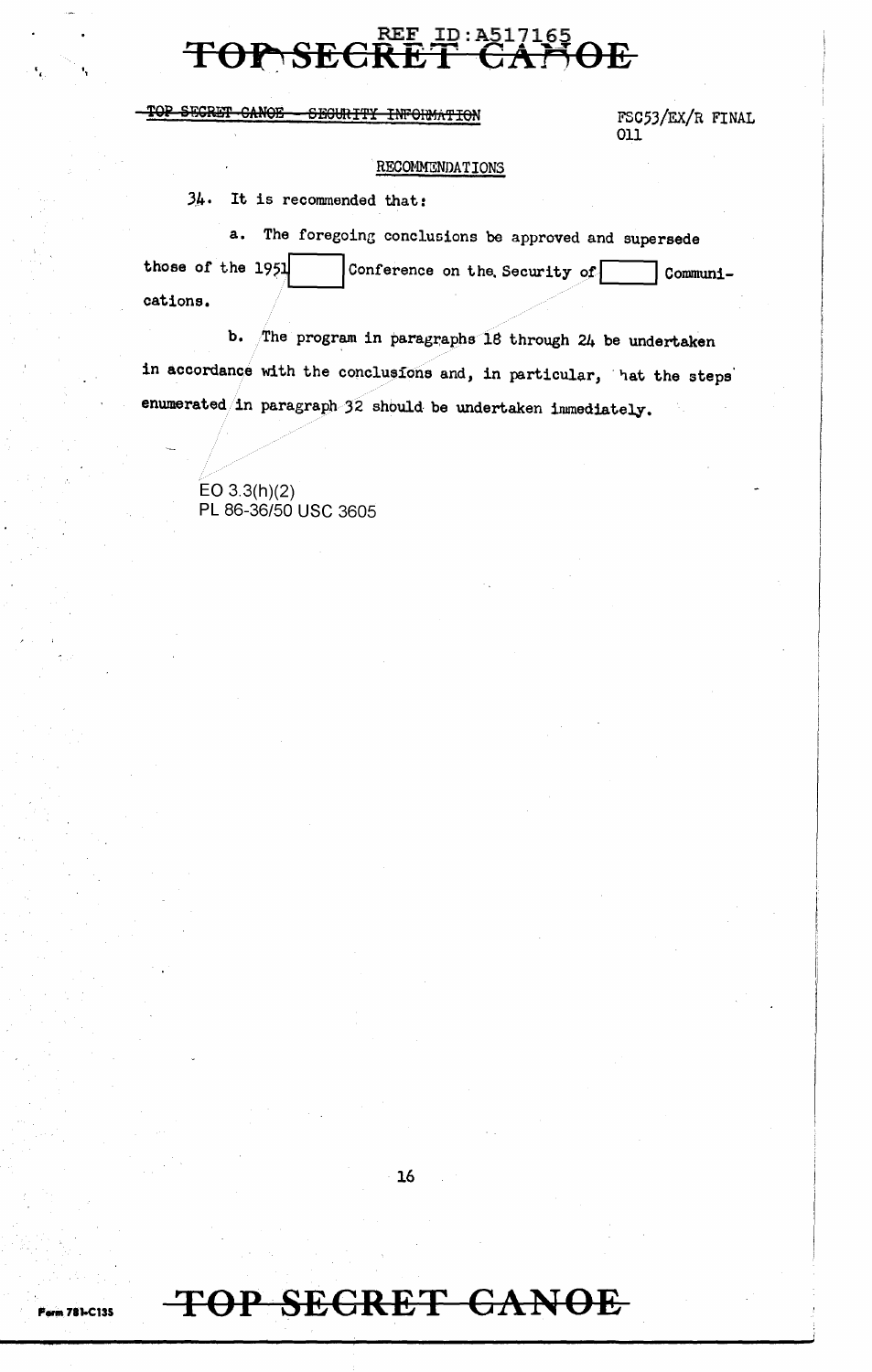~~TOP SECRET CANOE - SECURITY INFORMATION~~

FSC53/EX/R FINAL
011

RECOMMENDATIONS

34. It is recommended that:

a. The foregoing conclusions be approved and supersede those of the 1951 [ ] Conference on the Security of [ ] Communications.

b. The program in paragraphs 18 through 24 be undertaken in accordance with the conclusions and, in particular, hat the steps enumerated in paragraph 32 should be undertaken immediately.

EO 3.3(h)(2)
PL 86-36/50 USC 3605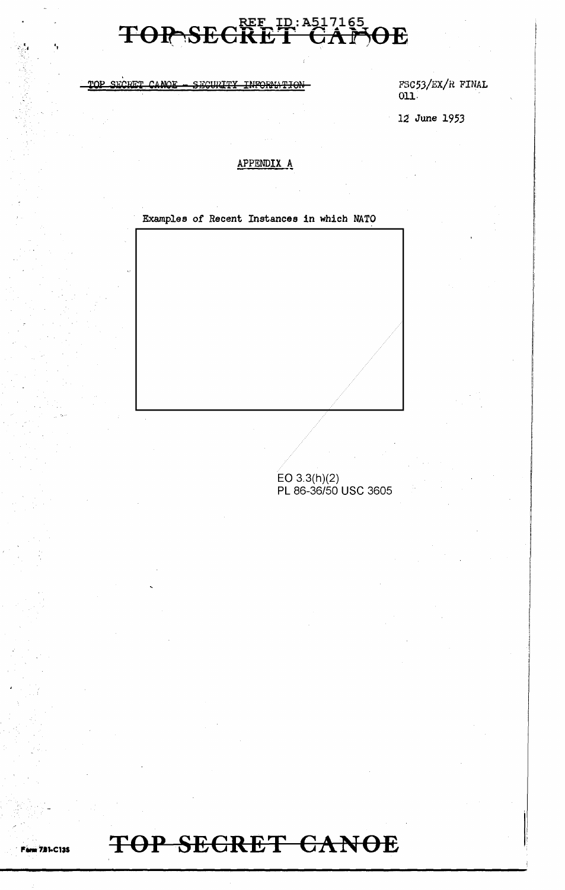~~TOP SECRET CANOE - SECURITY INFORMATION~~

FSC53/EX/R FINAL
011

12 June 1953

APPENDIX A

Examples of Recent Instances in which NATO

EO 3.3(h)(2)
PL 86-36/50 USC 3605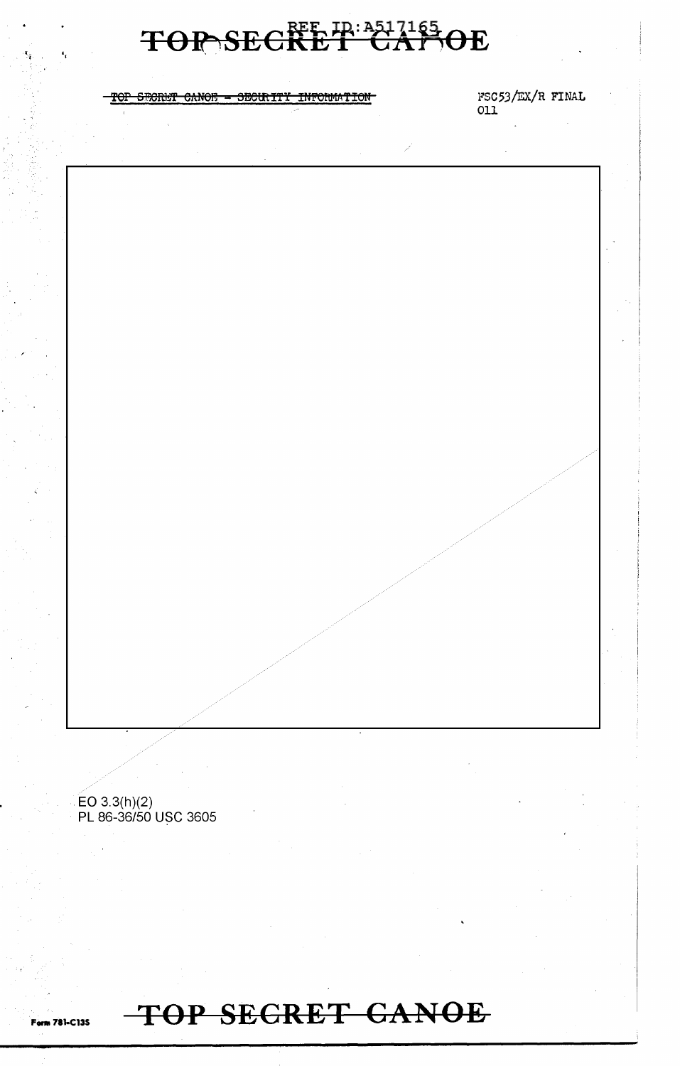~~TOP SECRET CANOE - SECURITY INFORMATION~~

FSC53/EX/R FINAL
011

EO 3.3(h)(2)
PL 86-36/50 USC 3605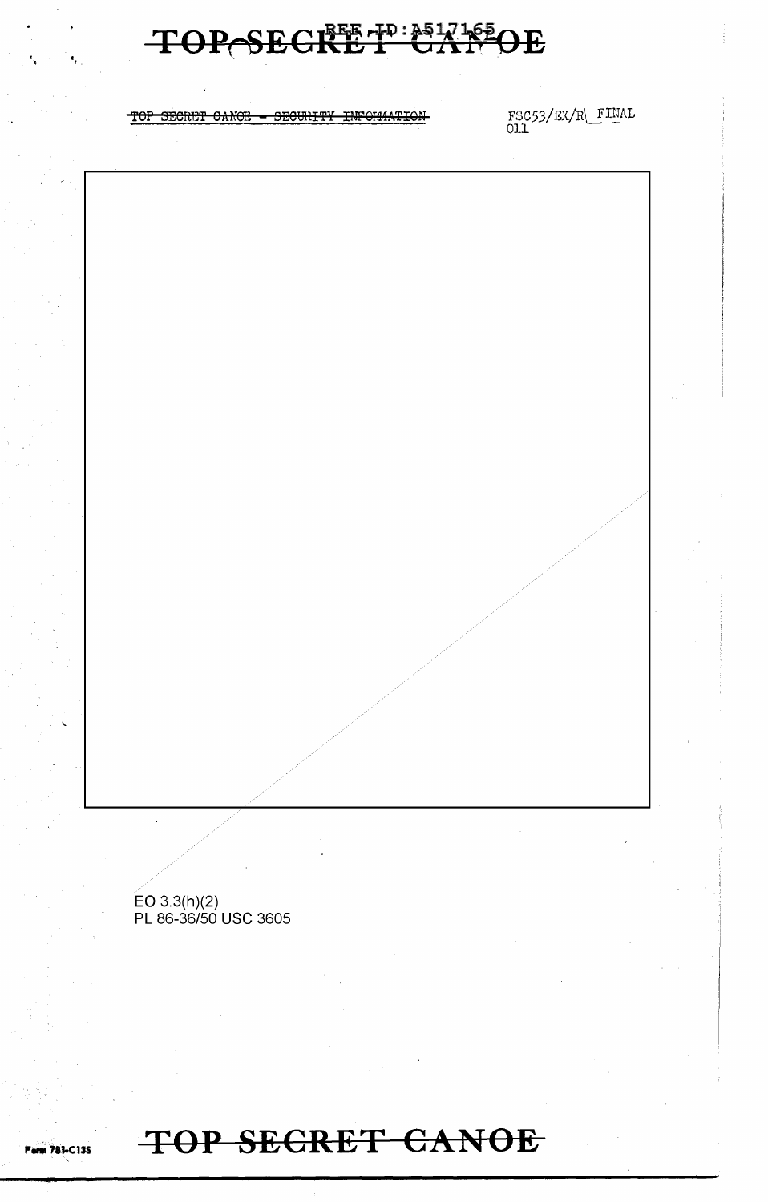~~TOP SECRET CANOE - SECURITY INFORMATION~~

FSC53/EX/R FINAL
011

EO 3.3(h)(2)
PL 86-36/50 USC 3605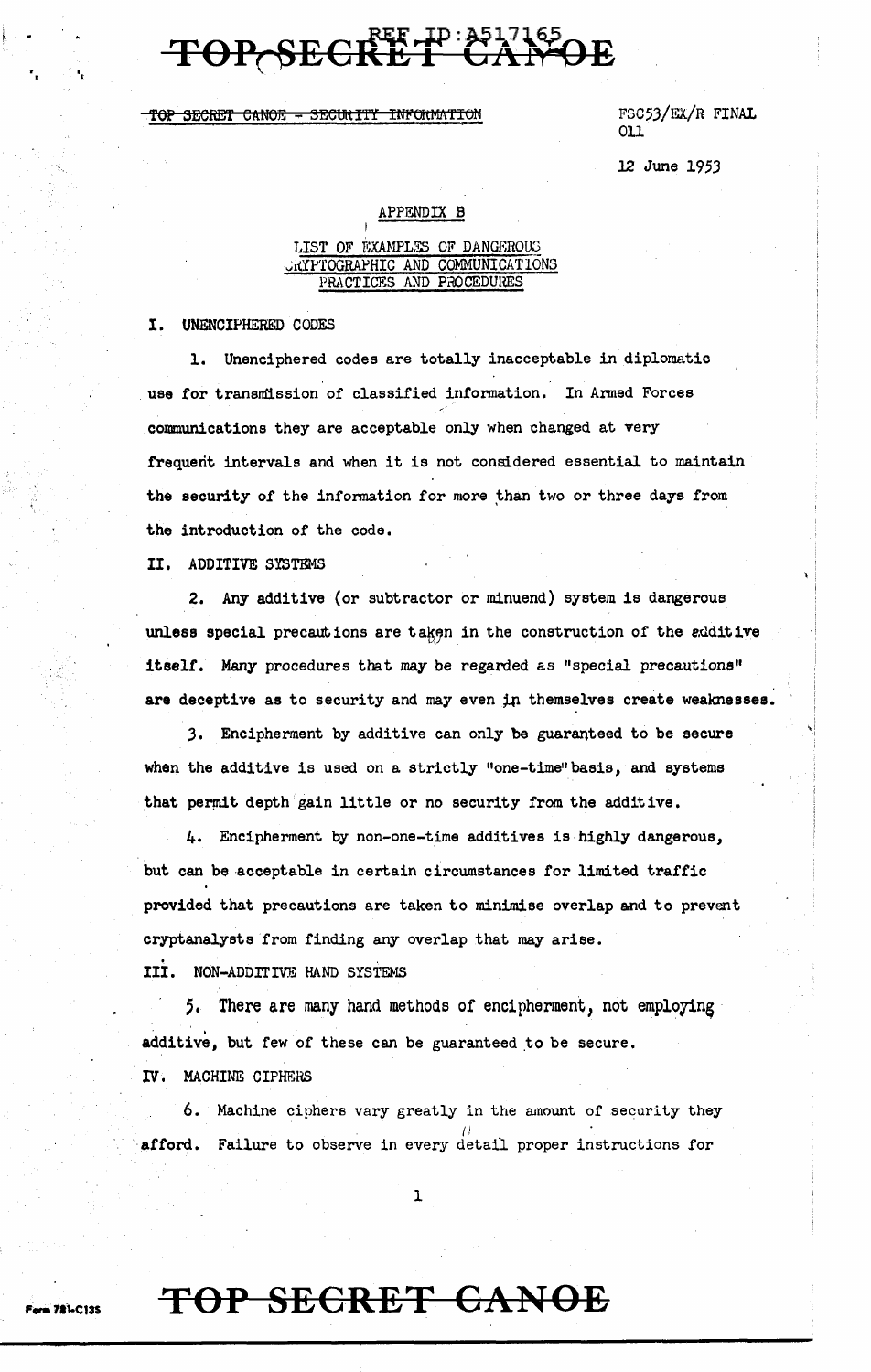TOP SECRET CANOE - SECURITY INFORMATION

FSC53/EX/R FINAL
011

12 June 1953

## APPENDIX B

### LIST OF EXAMPLES OF DANGEROUS CRYPTOGRAPHIC AND COMMUNICATIONS PRACTICES AND PROCEDURES

**I. UNENCIPHERED CODES**

1. Unenciphered codes are totally inacceptable in diplomatic use for transmission of classified information. In Armed Forces communications they are acceptable only when changed at very frequent intervals and when it is not considered essential to maintain the security of the information for more than two or three days from the introduction of the code.

**II. ADDITIVE SYSTEMS**

2. Any additive (or subtractor or minuend) system is dangerous unless special precautions are taken in the construction of the additive itself. Many procedures that may be regarded as "special precautions" are deceptive as to security and may even in themselves create weaknesses.

3. Encipherment by additive can only be guaranteed to be secure when the additive is used on a strictly "one-time" basis, and systems that permit depth gain little or no security from the additive.

4. Encipherment by non-one-time additives is highly dangerous, but can be acceptable in certain circumstances for limited traffic provided that precautions are taken to minimise overlap and to prevent cryptanalysts from finding any overlap that may arise.

**III. NON-ADDITIVE HAND SYSTEMS**

5. There are many hand methods of encipherment, not employing additive, but few of these can be guaranteed to be secure.

**IV. MACHINE CIPHERS**

6. Machine ciphers vary greatly in the amount of security they afford. Failure to observe in every detail proper instructions for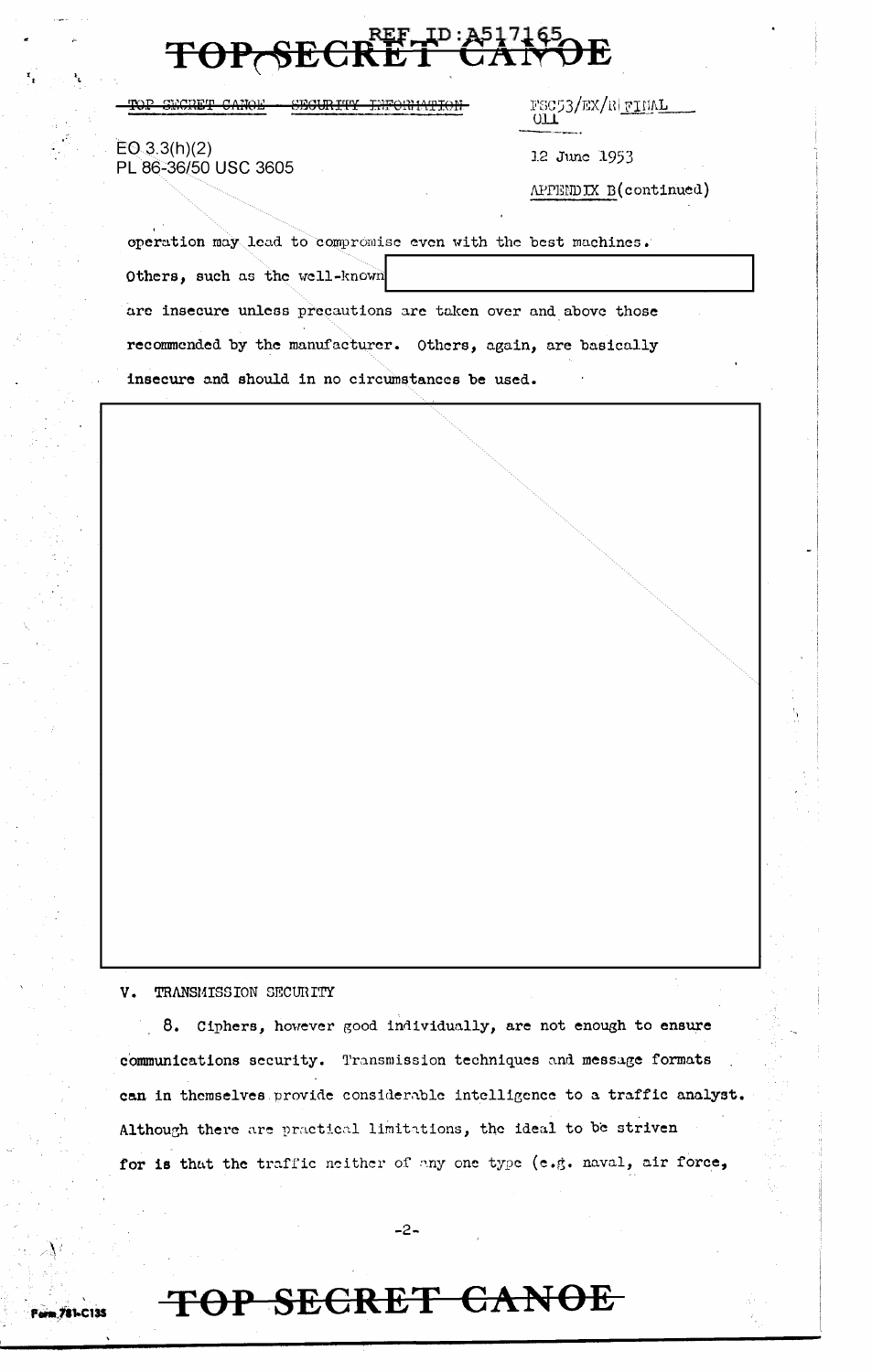~~TOP SECRET CANOE - SECURITY INFORMATION~~

FSC53/EX/R FINAL
011

EO 3.3(h)(2)
PL 86-36/50 USC 3605

12 June 1953

APPENDIX B(continued)

operation may lead to compromise even with the best machines. Others, such as the well-known [redacted] are insecure unless precautions are taken over and above those recommended by the manufacturer. Others, again, are basically insecure and should in no circumstances be used.

[redacted]

V. TRANSMISSION SECURITY

8. Ciphers, however good individually, are not enough to ensure communications security. Transmission techniques and message formats can in themselves provide considerable intelligence to a traffic analyst. Although there are practical limitations, the ideal to be striven for is that the traffic neither of any one type (e.g. naval, air force,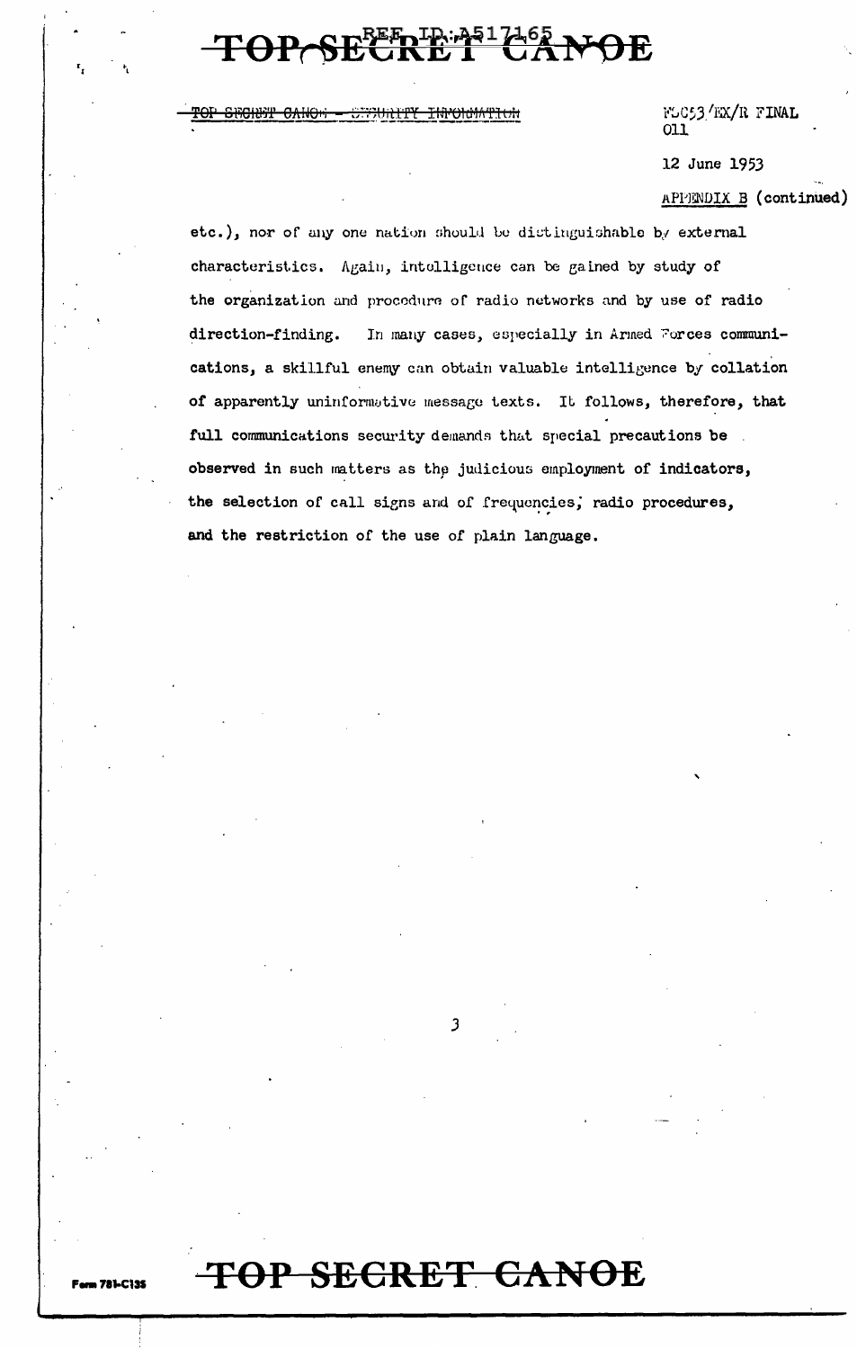FCC53/EX/R FINAL
011

12 June 1953

APPENDIX B (continued)

etc.), nor of any one nation should be distinguishable by external characteristics. Again, intelligence can be gained by study of the organization and procedure of radio networks and by use of radio direction-finding. In many cases, especially in Armed Forces communications, a skillful enemy can obtain valuable intelligence by collation of apparently uninformative message texts. It follows, therefore, that full communications security demands that special precautions be observed in such matters as the judicious employment of indicators, the selection of call signs and of frequencies, radio procedures, and the restriction of the use of plain language.